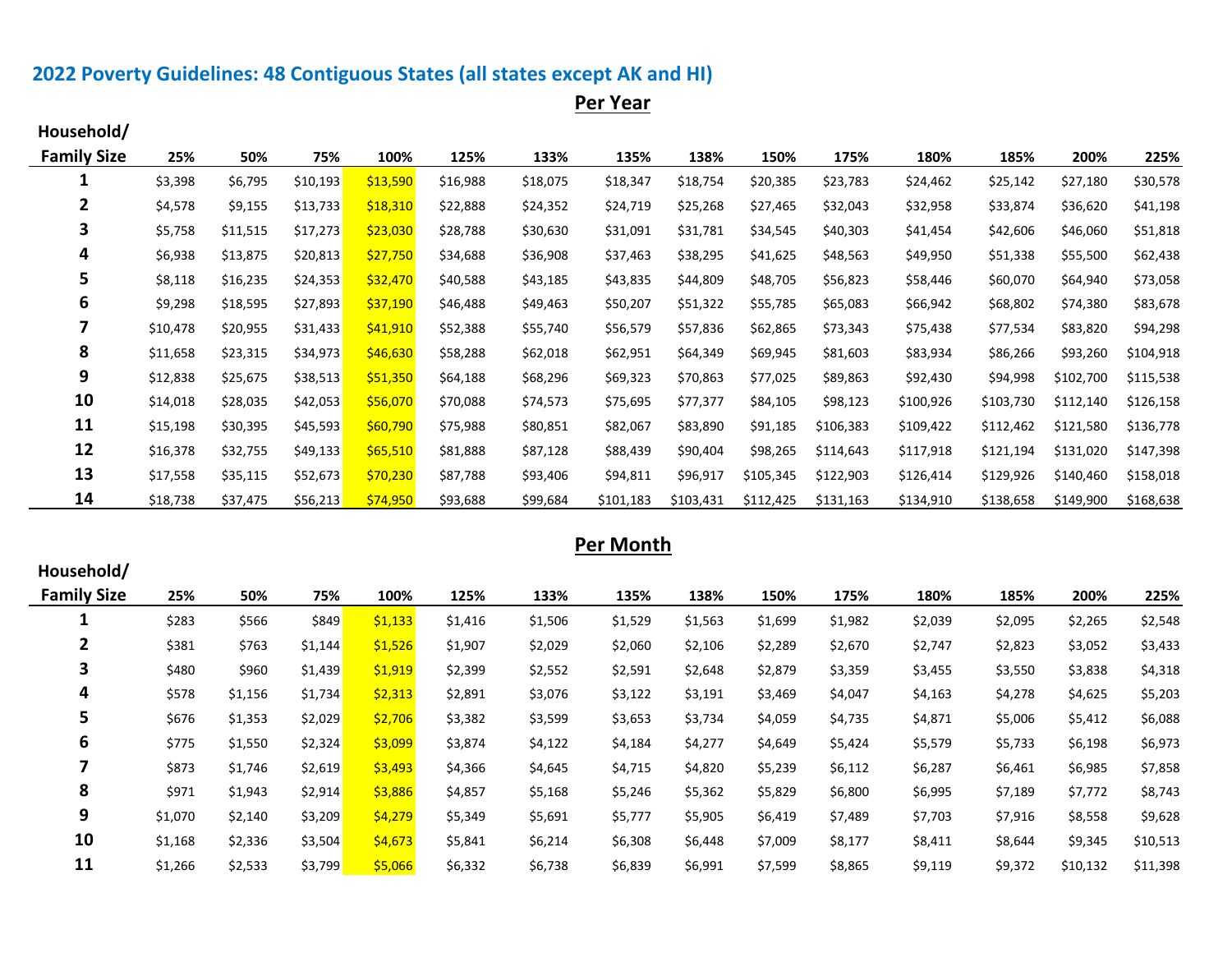# 2022 Poverty Guidelines: 48 Contiguous States (all states except AK and HI)

## Per Year

| Household/ Family Size | 25% | 50% | 75% | 100% | 125% | 133% | 135% | 138% | 150% | 175% | 180% | 185% | 200% | 225% |
|---|---|---|---|---|---|---|---|---|---|---|---|---|---|---|
| 1 | $3,398 | $6,795 | $10,193 | $13,590 | $16,988 | $18,075 | $18,347 | $18,754 | $20,385 | $23,783 | $24,462 | $25,142 | $27,180 | $30,578 |
| 2 | $4,578 | $9,155 | $13,733 | $18,310 | $22,888 | $24,352 | $24,719 | $25,268 | $27,465 | $32,043 | $32,958 | $33,874 | $36,620 | $41,198 |
| 3 | $5,758 | $11,515 | $17,273 | $23,030 | $28,788 | $30,630 | $31,091 | $31,781 | $34,545 | $40,303 | $41,454 | $42,606 | $46,060 | $51,818 |
| 4 | $6,938 | $13,875 | $20,813 | $27,750 | $34,688 | $36,908 | $37,463 | $38,295 | $41,625 | $48,563 | $49,950 | $51,338 | $55,500 | $62,438 |
| 5 | $8,118 | $16,235 | $24,353 | $32,470 | $40,588 | $43,185 | $43,835 | $44,809 | $48,705 | $56,823 | $58,446 | $60,070 | $64,940 | $73,058 |
| 6 | $9,298 | $18,595 | $27,893 | $37,190 | $46,488 | $49,463 | $50,207 | $51,322 | $55,785 | $65,083 | $66,942 | $68,802 | $74,380 | $83,678 |
| 7 | $10,478 | $20,955 | $31,433 | $41,910 | $52,388 | $55,740 | $56,579 | $57,836 | $62,865 | $73,343 | $75,438 | $77,534 | $83,820 | $94,298 |
| 8 | $11,658 | $23,315 | $34,973 | $46,630 | $58,288 | $62,018 | $62,951 | $64,349 | $69,945 | $81,603 | $83,934 | $86,266 | $93,260 | $104,918 |
| 9 | $12,838 | $25,675 | $38,513 | $51,350 | $64,188 | $68,296 | $69,323 | $70,863 | $77,025 | $89,863 | $92,430 | $94,998 | $102,700 | $115,538 |
| 10 | $14,018 | $28,035 | $42,053 | $56,070 | $70,088 | $74,573 | $75,695 | $77,377 | $84,105 | $98,123 | $100,926 | $103,730 | $112,140 | $126,158 |
| 11 | $15,198 | $30,395 | $45,593 | $60,790 | $75,988 | $80,851 | $82,067 | $83,890 | $91,185 | $106,383 | $109,422 | $112,462 | $121,580 | $136,778 |
| 12 | $16,378 | $32,755 | $49,133 | $65,510 | $81,888 | $87,128 | $88,439 | $90,404 | $98,265 | $114,643 | $117,918 | $121,194 | $131,020 | $147,398 |
| 13 | $17,558 | $35,115 | $52,673 | $70,230 | $87,788 | $93,406 | $94,811 | $96,917 | $105,345 | $122,903 | $126,414 | $129,926 | $140,460 | $158,018 |
| 14 | $18,738 | $37,475 | $56,213 | $74,950 | $93,688 | $99,684 | $101,183 | $103,431 | $112,425 | $131,163 | $134,910 | $138,658 | $149,900 | $168,638 |

## Per Month

| Household/ Family Size | 25% | 50% | 75% | 100% | 125% | 133% | 135% | 138% | 150% | 175% | 180% | 185% | 200% | 225% |
|---|---|---|---|---|---|---|---|---|---|---|---|---|---|---|
| 1 | $283 | $566 | $849 | $1,133 | $1,416 | $1,506 | $1,529 | $1,563 | $1,699 | $1,982 | $2,039 | $2,095 | $2,265 | $2,548 |
| 2 | $381 | $763 | $1,144 | $1,526 | $1,907 | $2,029 | $2,060 | $2,106 | $2,289 | $2,670 | $2,747 | $2,823 | $3,052 | $3,433 |
| 3 | $480 | $960 | $1,439 | $1,919 | $2,399 | $2,552 | $2,591 | $2,648 | $2,879 | $3,359 | $3,455 | $3,550 | $3,838 | $4,318 |
| 4 | $578 | $1,156 | $1,734 | $2,313 | $2,891 | $3,076 | $3,122 | $3,191 | $3,469 | $4,047 | $4,163 | $4,278 | $4,625 | $5,203 |
| 5 | $676 | $1,353 | $2,029 | $2,706 | $3,382 | $3,599 | $3,653 | $3,734 | $4,059 | $4,735 | $4,871 | $5,006 | $5,412 | $6,088 |
| 6 | $775 | $1,550 | $2,324 | $3,099 | $3,874 | $4,122 | $4,184 | $4,277 | $4,649 | $5,424 | $5,579 | $5,733 | $6,198 | $6,973 |
| 7 | $873 | $1,746 | $2,619 | $3,493 | $4,366 | $4,645 | $4,715 | $4,820 | $5,239 | $6,112 | $6,287 | $6,461 | $6,985 | $7,858 |
| 8 | $971 | $1,943 | $2,914 | $3,886 | $4,857 | $5,168 | $5,246 | $5,362 | $5,829 | $6,800 | $6,995 | $7,189 | $7,772 | $8,743 |
| 9 | $1,070 | $2,140 | $3,209 | $4,279 | $5,349 | $5,691 | $5,777 | $5,905 | $6,419 | $7,489 | $7,703 | $7,916 | $8,558 | $9,628 |
| 10 | $1,168 | $2,336 | $3,504 | $4,673 | $5,841 | $6,214 | $6,308 | $6,448 | $7,009 | $8,177 | $8,411 | $8,644 | $9,345 | $10,513 |
| 11 | $1,266 | $2,533 | $3,799 | $5,066 | $6,332 | $6,738 | $6,839 | $6,991 | $7,599 | $8,865 | $9,119 | $9,372 | $10,132 | $11,398 |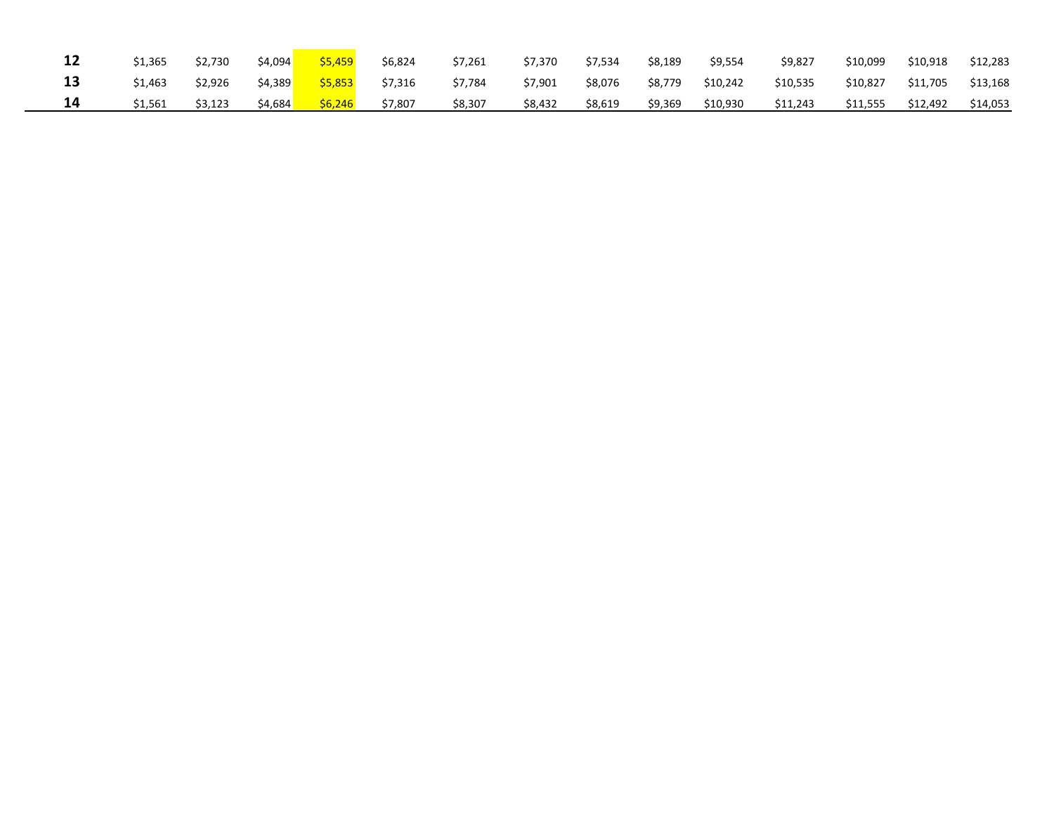| | | | | | | | | | | | | | | |
|---|---|---|---|---|---|---|---|---|---|---|---|---|---|---|
| **12** | $1,365 | $2,730 | $4,094 | $5,459 | $6,824 | $7,261 | $7,370 | $7,534 | $8,189 | $9,554 | $9,827 | $10,099 | $10,918 | $12,283 |
| **13** | $1,463 | $2,926 | $4,389 | $5,853 | $7,316 | $7,784 | $7,901 | $8,076 | $8,779 | $10,242 | $10,535 | $10,827 | $11,705 | $13,168 |
| **14** | $1,561 | $3,123 | $4,684 | $6,246 | $7,807 | $8,307 | $8,432 | $8,619 | $9,369 | $10,930 | $11,243 | $11,555 | $12,492 | $14,053 |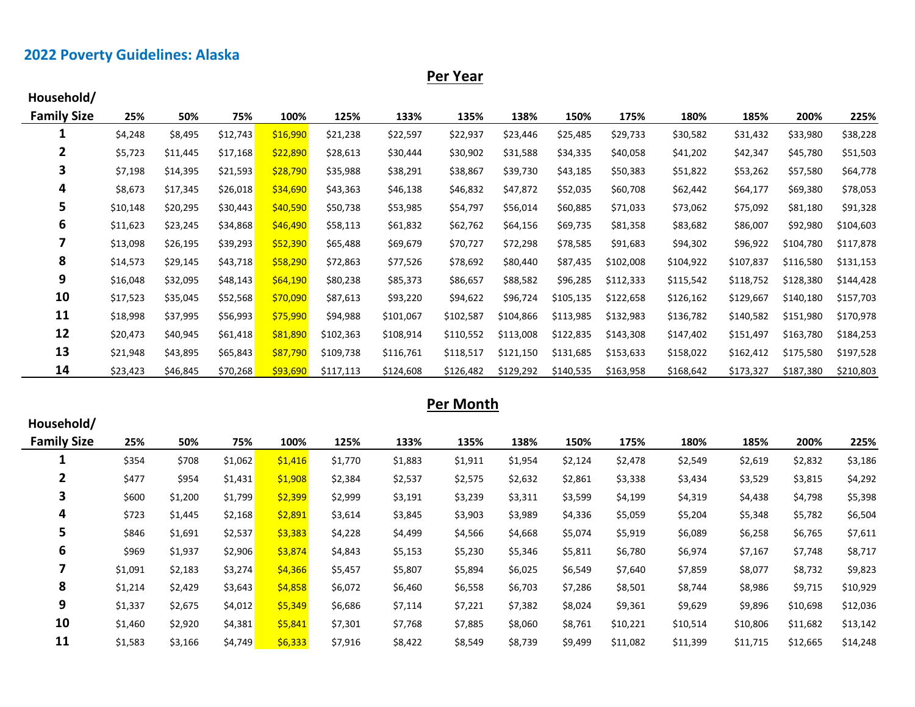## 2022 Poverty Guidelines: Alaska

### Per Year

| Household/ Family Size | 25% | 50% | 75% | 100% | 125% | 133% | 135% | 138% | 150% | 175% | 180% | 185% | 200% | 225% |
|---|---|---|---|---|---|---|---|---|---|---|---|---|---|---|
| 1 | $4,248 | $8,495 | $12,743 | $16,990 | $21,238 | $22,597 | $22,937 | $23,446 | $25,485 | $29,733 | $30,582 | $31,432 | $33,980 | $38,228 |
| 2 | $5,723 | $11,445 | $17,168 | $22,890 | $28,613 | $30,444 | $30,902 | $31,588 | $34,335 | $40,058 | $41,202 | $42,347 | $45,780 | $51,503 |
| 3 | $7,198 | $14,395 | $21,593 | $28,790 | $35,988 | $38,291 | $38,867 | $39,730 | $43,185 | $50,383 | $51,822 | $53,262 | $57,580 | $64,778 |
| 4 | $8,673 | $17,345 | $26,018 | $34,690 | $43,363 | $46,138 | $46,832 | $47,872 | $52,035 | $60,708 | $62,442 | $64,177 | $69,380 | $78,053 |
| 5 | $10,148 | $20,295 | $30,443 | $40,590 | $50,738 | $53,985 | $54,797 | $56,014 | $60,885 | $71,033 | $73,062 | $75,092 | $81,180 | $91,328 |
| 6 | $11,623 | $23,245 | $34,868 | $46,490 | $58,113 | $61,832 | $62,762 | $64,156 | $69,735 | $81,358 | $83,682 | $86,007 | $92,980 | $104,603 |
| 7 | $13,098 | $26,195 | $39,293 | $52,390 | $65,488 | $69,679 | $70,727 | $72,298 | $78,585 | $91,683 | $94,302 | $96,922 | $104,780 | $117,878 |
| 8 | $14,573 | $29,145 | $43,718 | $58,290 | $72,863 | $77,526 | $78,692 | $80,440 | $87,435 | $102,008 | $104,922 | $107,837 | $116,580 | $131,153 |
| 9 | $16,048 | $32,095 | $48,143 | $64,190 | $80,238 | $85,373 | $86,657 | $88,582 | $96,285 | $112,333 | $115,542 | $118,752 | $128,380 | $144,428 |
| 10 | $17,523 | $35,045 | $52,568 | $70,090 | $87,613 | $93,220 | $94,622 | $96,724 | $105,135 | $122,658 | $126,162 | $129,667 | $140,180 | $157,703 |
| 11 | $18,998 | $37,995 | $56,993 | $75,990 | $94,988 | $101,067 | $102,587 | $104,866 | $113,985 | $132,983 | $136,782 | $140,582 | $151,980 | $170,978 |
| 12 | $20,473 | $40,945 | $61,418 | $81,890 | $102,363 | $108,914 | $110,552 | $113,008 | $122,835 | $143,308 | $147,402 | $151,497 | $163,780 | $184,253 |
| 13 | $21,948 | $43,895 | $65,843 | $87,790 | $109,738 | $116,761 | $118,517 | $121,150 | $131,685 | $153,633 | $158,022 | $162,412 | $175,580 | $197,528 |
| 14 | $23,423 | $46,845 | $70,268 | $93,690 | $117,113 | $124,608 | $126,482 | $129,292 | $140,535 | $163,958 | $168,642 | $173,327 | $187,380 | $210,803 |

### Per Month

| Household/ Family Size | 25% | 50% | 75% | 100% | 125% | 133% | 135% | 138% | 150% | 175% | 180% | 185% | 200% | 225% |
|---|---|---|---|---|---|---|---|---|---|---|---|---|---|---|
| 1 | $354 | $708 | $1,062 | $1,416 | $1,770 | $1,883 | $1,911 | $1,954 | $2,124 | $2,478 | $2,549 | $2,619 | $2,832 | $3,186 |
| 2 | $477 | $954 | $1,431 | $1,908 | $2,384 | $2,537 | $2,575 | $2,632 | $2,861 | $3,338 | $3,434 | $3,529 | $3,815 | $4,292 |
| 3 | $600 | $1,200 | $1,799 | $2,399 | $2,999 | $3,191 | $3,239 | $3,311 | $3,599 | $4,199 | $4,319 | $4,438 | $4,798 | $5,398 |
| 4 | $723 | $1,445 | $2,168 | $2,891 | $3,614 | $3,845 | $3,903 | $3,989 | $4,336 | $5,059 | $5,204 | $5,348 | $5,782 | $6,504 |
| 5 | $846 | $1,691 | $2,537 | $3,383 | $4,228 | $4,499 | $4,566 | $4,668 | $5,074 | $5,919 | $6,089 | $6,258 | $6,765 | $7,611 |
| 6 | $969 | $1,937 | $2,906 | $3,874 | $4,843 | $5,153 | $5,230 | $5,346 | $5,811 | $6,780 | $6,974 | $7,167 | $7,748 | $8,717 |
| 7 | $1,091 | $2,183 | $3,274 | $4,366 | $5,457 | $5,807 | $5,894 | $6,025 | $6,549 | $7,640 | $7,859 | $8,077 | $8,732 | $9,823 |
| 8 | $1,214 | $2,429 | $3,643 | $4,858 | $6,072 | $6,460 | $6,558 | $6,703 | $7,286 | $8,501 | $8,744 | $8,986 | $9,715 | $10,929 |
| 9 | $1,337 | $2,675 | $4,012 | $5,349 | $6,686 | $7,114 | $7,221 | $7,382 | $8,024 | $9,361 | $9,629 | $9,896 | $10,698 | $12,036 |
| 10 | $1,460 | $2,920 | $4,381 | $5,841 | $7,301 | $7,768 | $7,885 | $8,060 | $8,761 | $10,221 | $10,514 | $10,806 | $11,682 | $13,142 |
| 11 | $1,583 | $3,166 | $4,749 | $6,333 | $7,916 | $8,422 | $8,549 | $8,739 | $9,499 | $11,082 | $11,399 | $11,715 | $12,665 | $14,248 |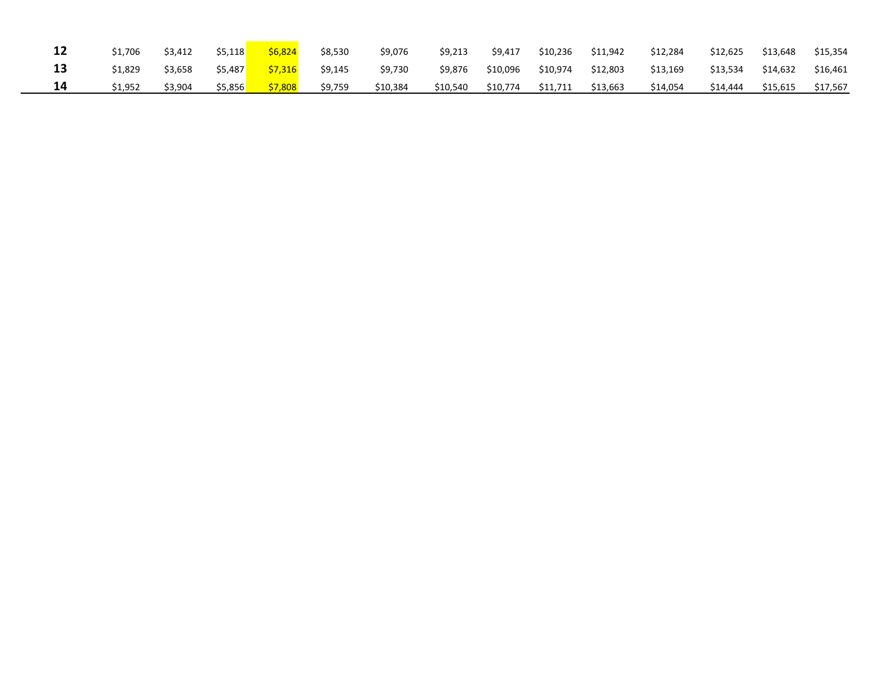| | | | | | | | | | | | | | | |
|---|---|---|---|---|---|---|---|---|---|---|---|---|---|---|
| **12** | $1,706 | $3,412 | $5,118 | $6,824 | $8,530 | $9,076 | $9,213 | $9,417 | $10,236 | $11,942 | $12,284 | $12,625 | $13,648 | $15,354 |
| **13** | $1,829 | $3,658 | $5,487 | $7,316 | $9,145 | $9,730 | $9,876 | $10,096 | $10,974 | $12,803 | $13,169 | $13,534 | $14,632 | $16,461 |
| **14** | $1,952 | $3,904 | $5,856 | $7,808 | $9,759 | $10,384 | $10,540 | $10,774 | $11,711 | $13,663 | $14,054 | $14,444 | $15,615 | $17,567 |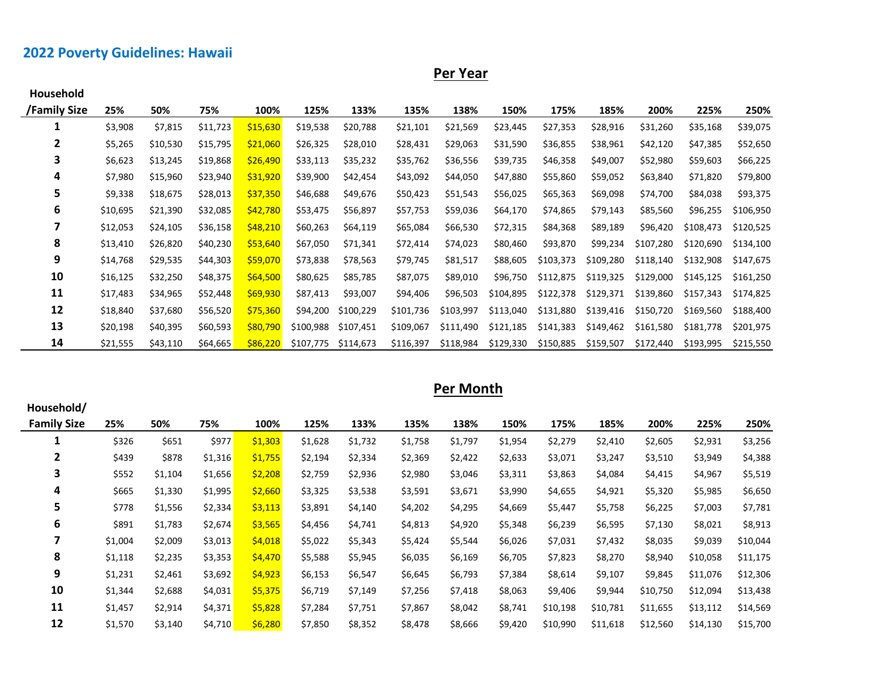## 2022 Poverty Guidelines: Hawaii

### Per Year

| Household /Family Size | 25% | 50% | 75% | 100% | 125% | 133% | 135% | 138% | 150% | 175% | 185% | 200% | 225% | 250% |
|---|---|---|---|---|---|---|---|---|---|---|---|---|---|---|
| 1 | $3,908 | $7,815 | $11,723 | $15,630 | $19,538 | $20,788 | $21,101 | $21,569 | $23,445 | $27,353 | $28,916 | $31,260 | $35,168 | $39,075 |
| 2 | $5,265 | $10,530 | $15,795 | $21,060 | $26,325 | $28,010 | $28,431 | $29,063 | $31,590 | $36,855 | $38,961 | $42,120 | $47,385 | $52,650 |
| 3 | $6,623 | $13,245 | $19,868 | $26,490 | $33,113 | $35,232 | $35,762 | $36,556 | $39,735 | $46,358 | $49,007 | $52,980 | $59,603 | $66,225 |
| 4 | $7,980 | $15,960 | $23,940 | $31,920 | $39,900 | $42,454 | $43,092 | $44,050 | $47,880 | $55,860 | $59,052 | $63,840 | $71,820 | $79,800 |
| 5 | $9,338 | $18,675 | $28,013 | $37,350 | $46,688 | $49,676 | $50,423 | $51,543 | $56,025 | $65,363 | $69,098 | $74,700 | $84,038 | $93,375 |
| 6 | $10,695 | $21,390 | $32,085 | $42,780 | $53,475 | $56,897 | $57,753 | $59,036 | $64,170 | $74,865 | $79,143 | $85,560 | $96,255 | $106,950 |
| 7 | $12,053 | $24,105 | $36,158 | $48,210 | $60,263 | $64,119 | $65,084 | $66,530 | $72,315 | $84,368 | $89,189 | $96,420 | $108,473 | $120,525 |
| 8 | $13,410 | $26,820 | $40,230 | $53,640 | $67,050 | $71,341 | $72,414 | $74,023 | $80,460 | $93,870 | $99,234 | $107,280 | $120,690 | $134,100 |
| 9 | $14,768 | $29,535 | $44,303 | $59,070 | $73,838 | $78,563 | $79,745 | $81,517 | $88,605 | $103,373 | $109,280 | $118,140 | $132,908 | $147,675 |
| 10 | $16,125 | $32,250 | $48,375 | $64,500 | $80,625 | $85,785 | $87,075 | $89,010 | $96,750 | $112,875 | $119,325 | $129,000 | $145,125 | $161,250 |
| 11 | $17,483 | $34,965 | $52,448 | $69,930 | $87,413 | $93,007 | $94,406 | $96,503 | $104,895 | $122,378 | $129,371 | $139,860 | $157,343 | $174,825 |
| 12 | $18,840 | $37,680 | $56,520 | $75,360 | $94,200 | $100,229 | $101,736 | $103,997 | $113,040 | $131,880 | $139,416 | $150,720 | $169,560 | $188,400 |
| 13 | $20,198 | $40,395 | $60,593 | $80,790 | $100,988 | $107,451 | $109,067 | $111,490 | $121,185 | $141,383 | $149,462 | $161,580 | $181,778 | $201,975 |
| 14 | $21,555 | $43,110 | $64,665 | $86,220 | $107,775 | $114,673 | $116,397 | $118,984 | $129,330 | $150,885 | $159,507 | $172,440 | $193,995 | $215,550 |

### Per Month

| Household/ Family Size | 25% | 50% | 75% | 100% | 125% | 133% | 135% | 138% | 150% | 175% | 185% | 200% | 225% | 250% |
|---|---|---|---|---|---|---|---|---|---|---|---|---|---|---|
| 1 | $326 | $651 | $977 | $1,303 | $1,628 | $1,732 | $1,758 | $1,797 | $1,954 | $2,279 | $2,410 | $2,605 | $2,931 | $3,256 |
| 2 | $439 | $878 | $1,316 | $1,755 | $2,194 | $2,334 | $2,369 | $2,422 | $2,633 | $3,071 | $3,247 | $3,510 | $3,949 | $4,388 |
| 3 | $552 | $1,104 | $1,656 | $2,208 | $2,759 | $2,936 | $2,980 | $3,046 | $3,311 | $3,863 | $4,084 | $4,415 | $4,967 | $5,519 |
| 4 | $665 | $1,330 | $1,995 | $2,660 | $3,325 | $3,538 | $3,591 | $3,671 | $3,990 | $4,655 | $4,921 | $5,320 | $5,985 | $6,650 |
| 5 | $778 | $1,556 | $2,334 | $3,113 | $3,891 | $4,140 | $4,202 | $4,295 | $4,669 | $5,447 | $5,758 | $6,225 | $7,003 | $7,781 |
| 6 | $891 | $1,783 | $2,674 | $3,565 | $4,456 | $4,741 | $4,813 | $4,920 | $5,348 | $6,239 | $6,595 | $7,130 | $8,021 | $8,913 |
| 7 | $1,004 | $2,009 | $3,013 | $4,018 | $5,022 | $5,343 | $5,424 | $5,544 | $6,026 | $7,031 | $7,432 | $8,035 | $9,039 | $10,044 |
| 8 | $1,118 | $2,235 | $3,353 | $4,470 | $5,588 | $5,945 | $6,035 | $6,169 | $6,705 | $7,823 | $8,270 | $8,940 | $10,058 | $11,175 |
| 9 | $1,231 | $2,461 | $3,692 | $4,923 | $6,153 | $6,547 | $6,645 | $6,793 | $7,384 | $8,614 | $9,107 | $9,845 | $11,076 | $12,306 |
| 10 | $1,344 | $2,688 | $4,031 | $5,375 | $6,719 | $7,149 | $7,256 | $7,418 | $8,063 | $9,406 | $9,944 | $10,750 | $12,094 | $13,438 |
| 11 | $1,457 | $2,914 | $4,371 | $5,828 | $7,284 | $7,751 | $7,867 | $8,042 | $8,741 | $10,198 | $10,781 | $11,655 | $13,112 | $14,569 |
| 12 | $1,570 | $3,140 | $4,710 | $6,280 | $7,850 | $8,352 | $8,478 | $8,666 | $9,420 | $10,990 | $11,618 | $12,560 | $14,130 | $15,700 |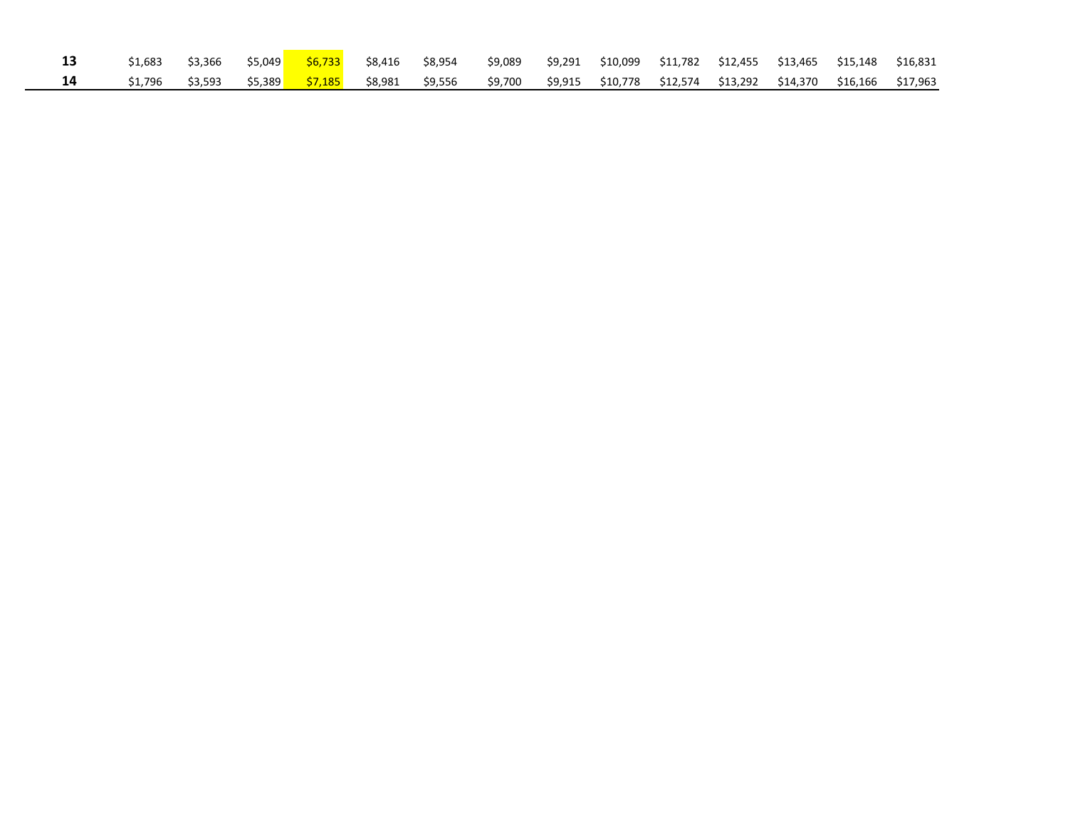| | | | | | | | | | | | | | | |
|---|---|---|---|---|---|---|---|---|---|---|---|---|---|---|
| **13** | \$1,683 | \$3,366 | \$5,049 | \$6,733 | \$8,416 | \$8,954 | \$9,089 | \$9,291 | \$10,099 | \$11,782 | \$12,455 | \$13,465 | \$15,148 | \$16,831 |
| **14** | \$1,796 | \$3,593 | \$5,389 | \$7,185 | \$8,981 | \$9,556 | \$9,700 | \$9,915 | \$10,778 | \$12,574 | \$13,292 | \$14,370 | \$16,166 | \$17,963 |